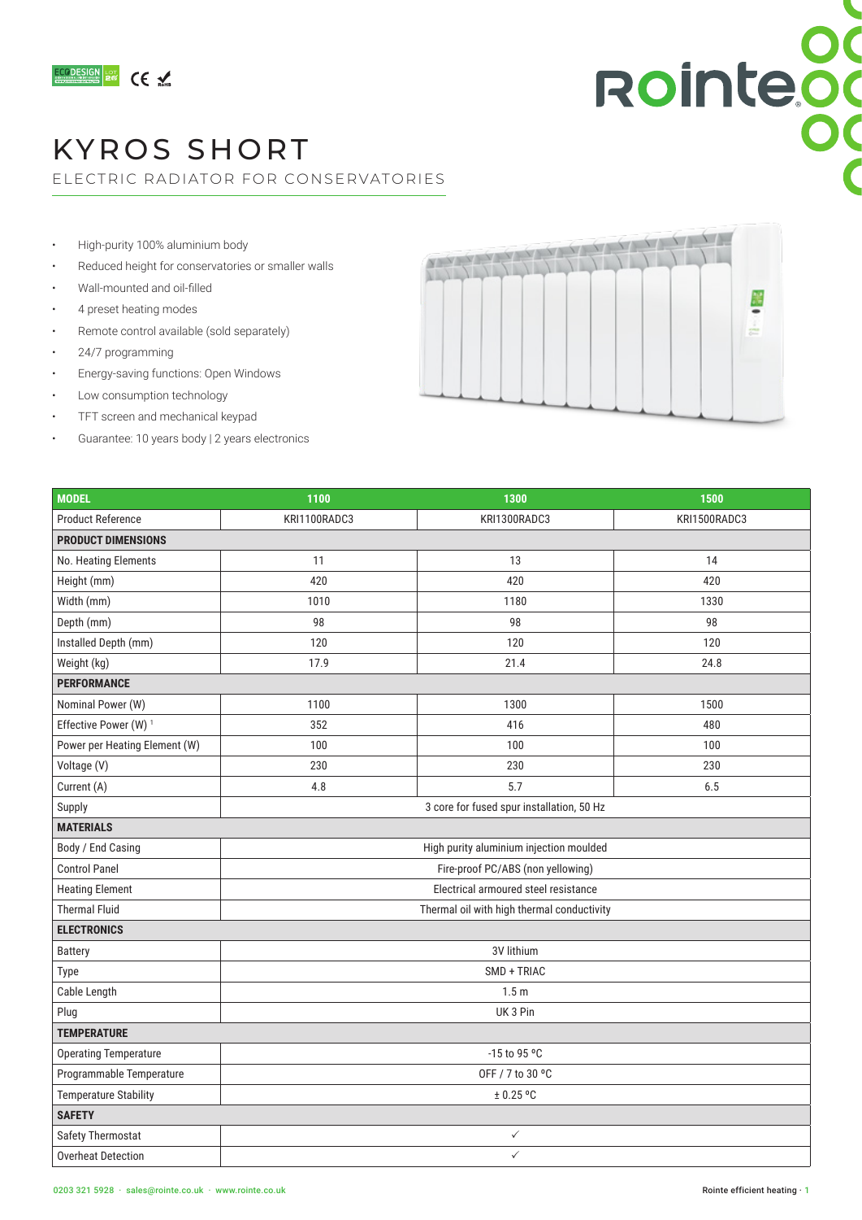# KYROS SHORT

## ELECTRIC RADIATOR FOR CONSERVATORIES

- High-purity 100% aluminium body
- Reduced height for conservatories or smaller walls
- Wall-mounted and oil-filled
- 4 preset heating modes
- Remote control available (sold separately)
- 24/7 programming
- Energy-saving functions: Open Windows
- Low consumption technology
- TFT screen and mechanical keypad
- Guarantee: 10 years body | 2 years electronics

| MODEL | 1100 | 1300 | 1500 |
|---|---|---|---|
| Product Reference | KRI1100RADC3 | KRI1300RADC3 | KRI1500RADC3 |
| **PRODUCT DIMENSIONS** | | | |
| No. Heating Elements | 11 | 13 | 14 |
| Height (mm) | 420 | 420 | 420 |
| Width (mm) | 1010 | 1180 | 1330 |
| Depth (mm) | 98 | 98 | 98 |
| Installed Depth (mm) | 120 | 120 | 120 |
| Weight (kg) | 17.9 | 21.4 | 24.8 |
| **PERFORMANCE** | | | |
| Nominal Power (W) | 1100 | 1300 | 1500 |
| Effective Power (W) [1] | 352 | 416 | 480 |
| Power per Heating Element (W) | 100 | 100 | 100 |
| Voltage (V) | 230 | 230 | 230 |
| Current (A) | 4.8 | 5.7 | 6.5 |
| Supply | 3 core for fused spur installation, 50 Hz | | |
| **MATERIALS** | | | |
| Body / End Casing | High purity aluminium injection moulded | | |
| Control Panel | Fire-proof PC/ABS (non yellowing) | | |
| Heating Element | Electrical armoured steel resistance | | |
| Thermal Fluid | Thermal oil with high thermal conductivity | | |
| **ELECTRONICS** | | | |
| Battery | 3V lithium | | |
| Type | SMD + TRIAC | | |
| Cable Length | 1.5 m | | |
| Plug | UK 3 Pin | | |
| **TEMPERATURE** | | | |
| Operating Temperature | -15 to 95 ºC | | |
| Programmable Temperature | OFF / 7 to 30 ºC | | |
| Temperature Stability | ± 0.25 ºC | | |
| **SAFETY** | | | |
| Safety Thermostat | ✓ | | |
| Overheat Detection | ✓ | | |

0203 321 5928 · sales@rointe.co.uk · www.rointe.co.uk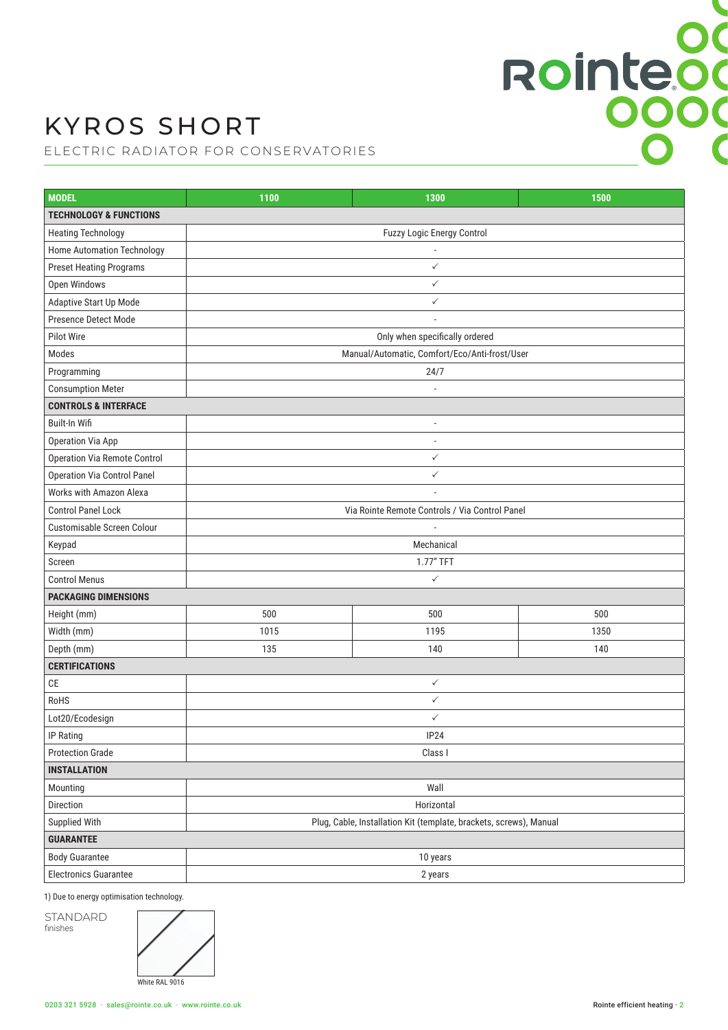# KYROS SHORT

ELECTRIC RADIATOR FOR CONSERVATORIES

| MODEL | 1100 | 1300 | 1500 |
|---|---|---|---|
| **TECHNOLOGY & FUNCTIONS** | | | |
| Heating Technology | Fuzzy Logic Energy Control | | |
| Home Automation Technology | - | | |
| Preset Heating Programs | ✓ | | |
| Open Windows | ✓ | | |
| Adaptive Start Up Mode | ✓ | | |
| Presence Detect Mode | - | | |
| Pilot Wire | Only when specifically ordered | | |
| Modes | Manual/Automatic, Comfort/Eco/Anti-frost/User | | |
| Programming | 24/7 | | |
| Consumption Meter | - | | |
| **CONTROLS & INTERFACE** | | | |
| Built-In Wifi | - | | |
| Operation Via App | - | | |
| Operation Via Remote Control | ✓ | | |
| Operation Via Control Panel | ✓ | | |
| Works with Amazon Alexa | - | | |
| Control Panel Lock | Via Rointe Remote Controls / Via Control Panel | | |
| Customisable Screen Colour | - | | |
| Keypad | Mechanical | | |
| Screen | 1.77" TFT | | |
| Control Menus | ✓ | | |
| **PACKAGING DIMENSIONS** | | | |
| Height (mm) | 500 | 500 | 500 |
| Width (mm) | 1015 | 1195 | 1350 |
| Depth (mm) | 135 | 140 | 140 |
| **CERTIFICATIONS** | | | |
| CE | ✓ | | |
| RoHS | ✓ | | |
| Lot20/Ecodesign | ✓ | | |
| IP Rating | IP24 | | |
| Protection Grade | Class I | | |
| **INSTALLATION** | | | |
| Mounting | Wall | | |
| Direction | Horizontal | | |
| Supplied With | Plug, Cable, Installation Kit (template, brackets, screws), Manual | | |
| **GUARANTEE** | | | |
| Body Guarantee | 10 years | | |
| Electronics Guarantee | 2 years | | |

1) Due to energy optimisation technology.

STANDARD finishes

White RAL 9016

0203 321 5928 · sales@rointe.co.uk · www.rointe.co.uk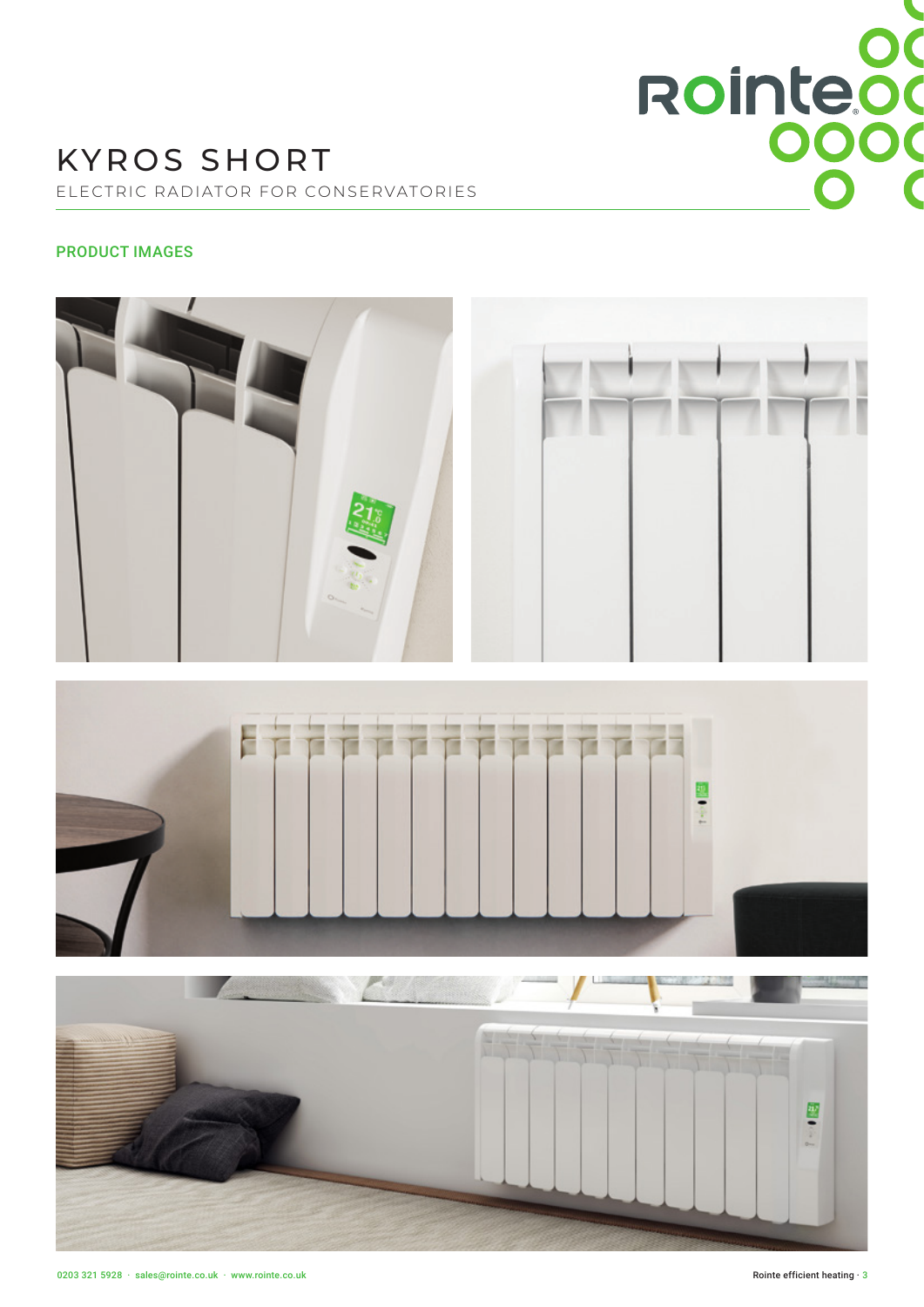# KYROS SHORT

ELECTRIC RADIATOR FOR CONSERVATORIES

## PRODUCT IMAGES